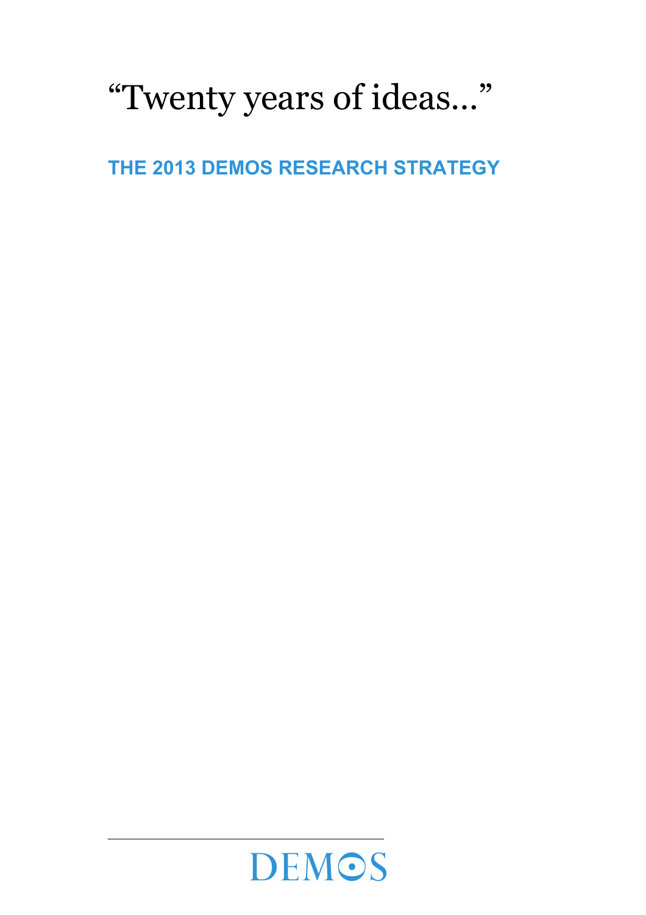# “Twenty years of ideas…”

## THE 2013 DEMOS RESEARCH STRATEGY

DEMOS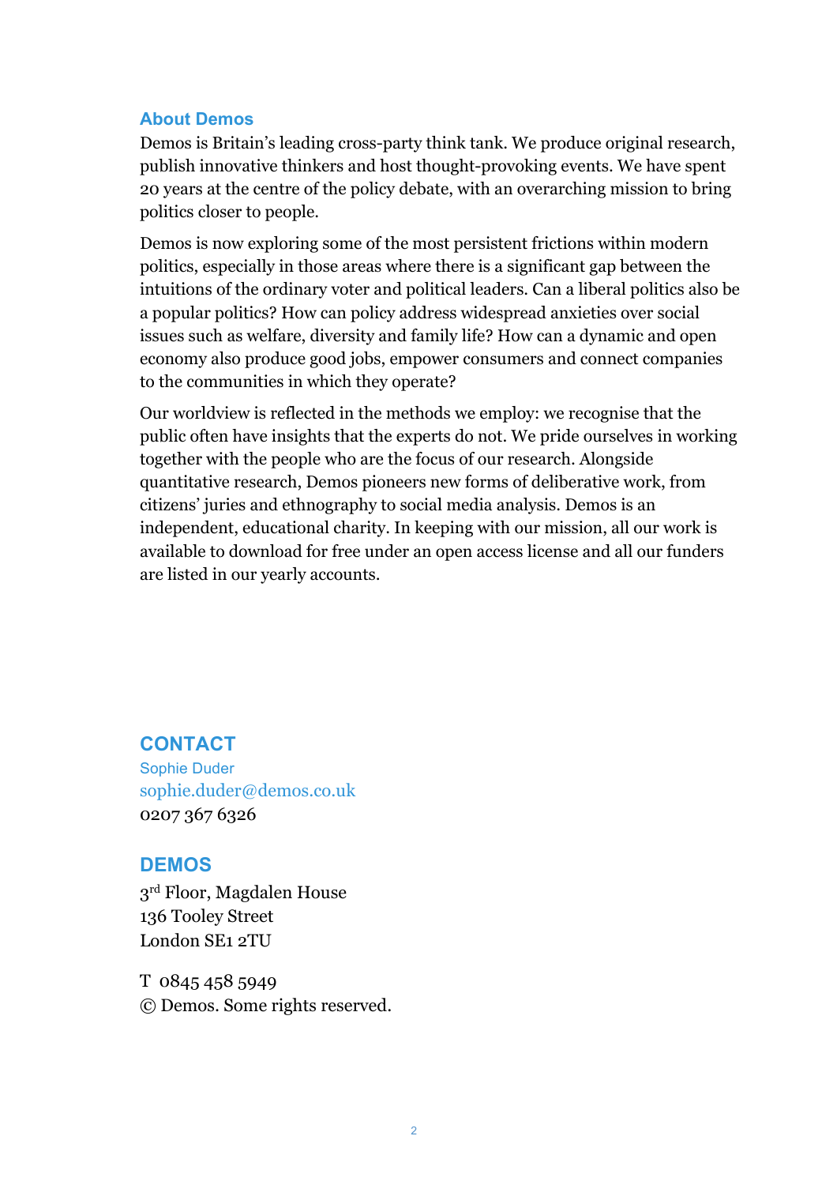## About Demos

Demos is Britain's leading cross-party think tank. We produce original research, publish innovative thinkers and host thought-provoking events. We have spent 20 years at the centre of the policy debate, with an overarching mission to bring politics closer to people.

Demos is now exploring some of the most persistent frictions within modern politics, especially in those areas where there is a significant gap between the intuitions of the ordinary voter and political leaders. Can a liberal politics also be a popular politics? How can policy address widespread anxieties over social issues such as welfare, diversity and family life? How can a dynamic and open economy also produce good jobs, empower consumers and connect companies to the communities in which they operate?

Our worldview is reflected in the methods we employ: we recognise that the public often have insights that the experts do not. We pride ourselves in working together with the people who are the focus of our research. Alongside quantitative research, Demos pioneers new forms of deliberative work, from citizens' juries and ethnography to social media analysis. Demos is an independent, educational charity. In keeping with our mission, all our work is available to download for free under an open access license and all our funders are listed in our yearly accounts.

## CONTACT

Sophie Duder
sophie.duder@demos.co.uk
0207 367 6326

## DEMOS

3rd Floor, Magdalen House
136 Tooley Street
London SE1 2TU

T 0845 458 5949
© Demos. Some rights reserved.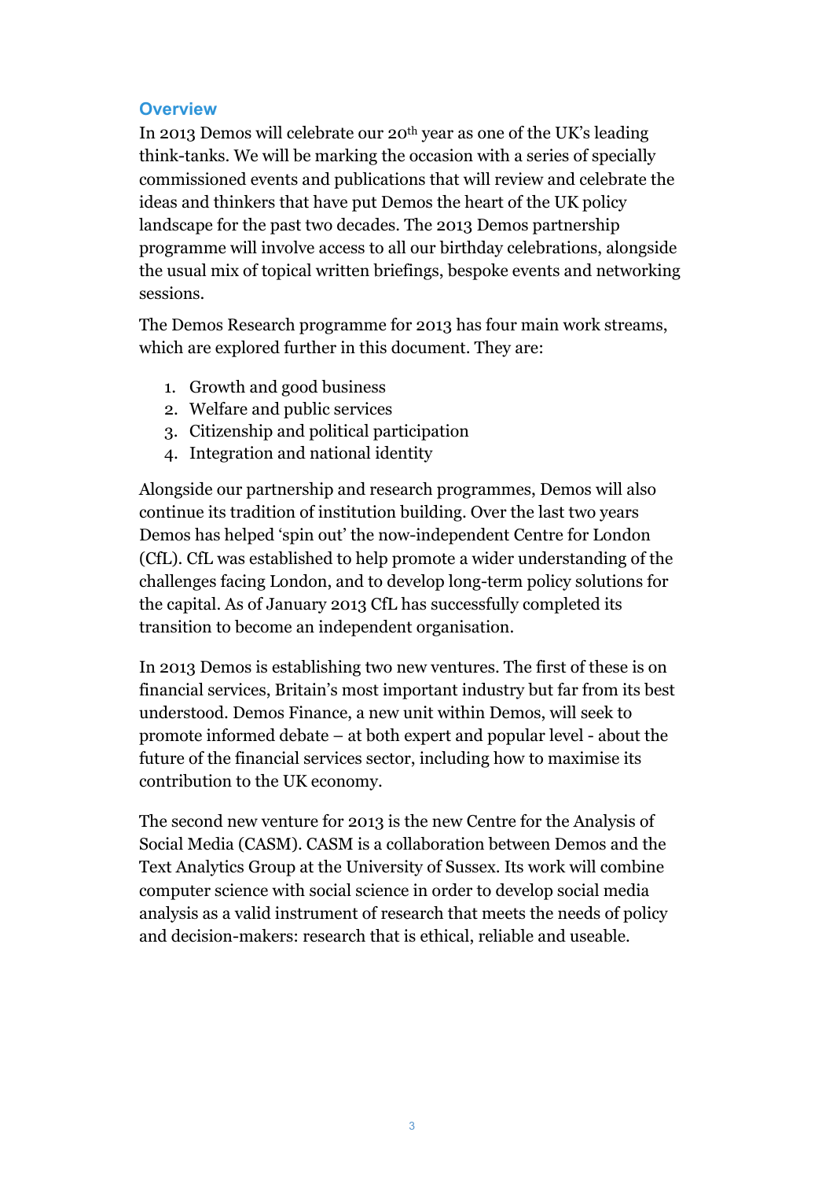## Overview

In 2013 Demos will celebrate our 20th year as one of the UK's leading think-tanks. We will be marking the occasion with a series of specially commissioned events and publications that will review and celebrate the ideas and thinkers that have put Demos the heart of the UK policy landscape for the past two decades. The 2013 Demos partnership programme will involve access to all our birthday celebrations, alongside the usual mix of topical written briefings, bespoke events and networking sessions.

The Demos Research programme for 2013 has four main work streams, which are explored further in this document. They are:

1. Growth and good business
2. Welfare and public services
3. Citizenship and political participation
4. Integration and national identity

Alongside our partnership and research programmes, Demos will also continue its tradition of institution building. Over the last two years Demos has helped 'spin out' the now-independent Centre for London (CfL). CfL was established to help promote a wider understanding of the challenges facing London, and to develop long-term policy solutions for the capital. As of January 2013 CfL has successfully completed its transition to become an independent organisation.

In 2013 Demos is establishing two new ventures. The first of these is on financial services, Britain's most important industry but far from its best understood. Demos Finance, a new unit within Demos, will seek to promote informed debate – at both expert and popular level - about the future of the financial services sector, including how to maximise its contribution to the UK economy.

The second new venture for 2013 is the new Centre for the Analysis of Social Media (CASM). CASM is a collaboration between Demos and the Text Analytics Group at the University of Sussex. Its work will combine computer science with social science in order to develop social media analysis as a valid instrument of research that meets the needs of policy and decision-makers: research that is ethical, reliable and useable.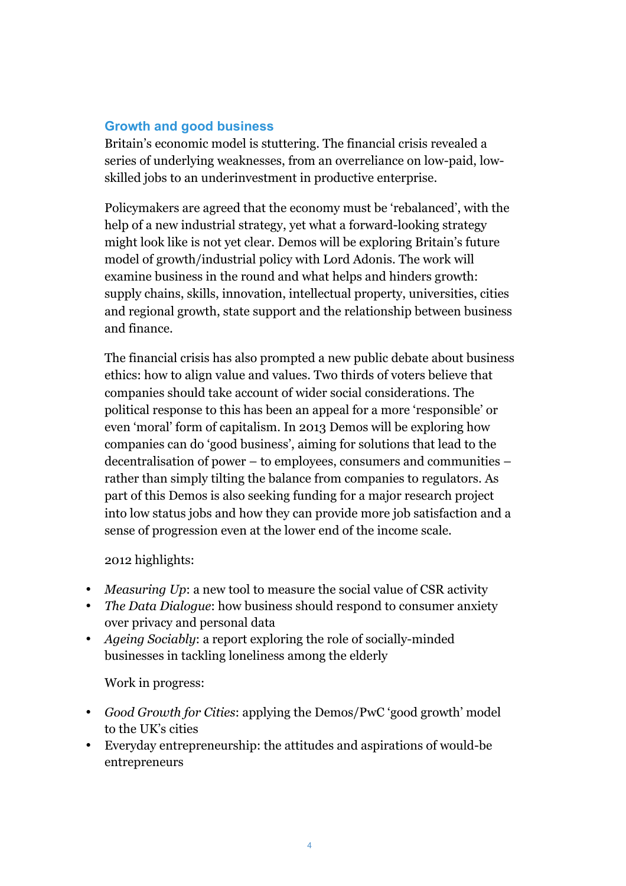## Growth and good business

Britain's economic model is stuttering. The financial crisis revealed a series of underlying weaknesses, from an overreliance on low-paid, low-skilled jobs to an underinvestment in productive enterprise.

Policymakers are agreed that the economy must be 'rebalanced', with the help of a new industrial strategy, yet what a forward-looking strategy might look like is not yet clear. Demos will be exploring Britain's future model of growth/industrial policy with Lord Adonis. The work will examine business in the round and what helps and hinders growth: supply chains, skills, innovation, intellectual property, universities, cities and regional growth, state support and the relationship between business and finance.

The financial crisis has also prompted a new public debate about business ethics: how to align value and values. Two thirds of voters believe that companies should take account of wider social considerations. The political response to this has been an appeal for a more 'responsible' or even 'moral' form of capitalism. In 2013 Demos will be exploring how companies can do 'good business', aiming for solutions that lead to the decentralisation of power – to employees, consumers and communities – rather than simply tilting the balance from companies to regulators. As part of this Demos is also seeking funding for a major research project into low status jobs and how they can provide more job satisfaction and a sense of progression even at the lower end of the income scale.

2012 highlights:

- *Measuring Up*: a new tool to measure the social value of CSR activity
- *The Data Dialogue*: how business should respond to consumer anxiety over privacy and personal data
- *Ageing Sociably*: a report exploring the role of socially-minded businesses in tackling loneliness among the elderly

Work in progress:

- *Good Growth for Cities*: applying the Demos/PwC 'good growth' model to the UK's cities
- Everyday entrepreneurship: the attitudes and aspirations of would-be entrepreneurs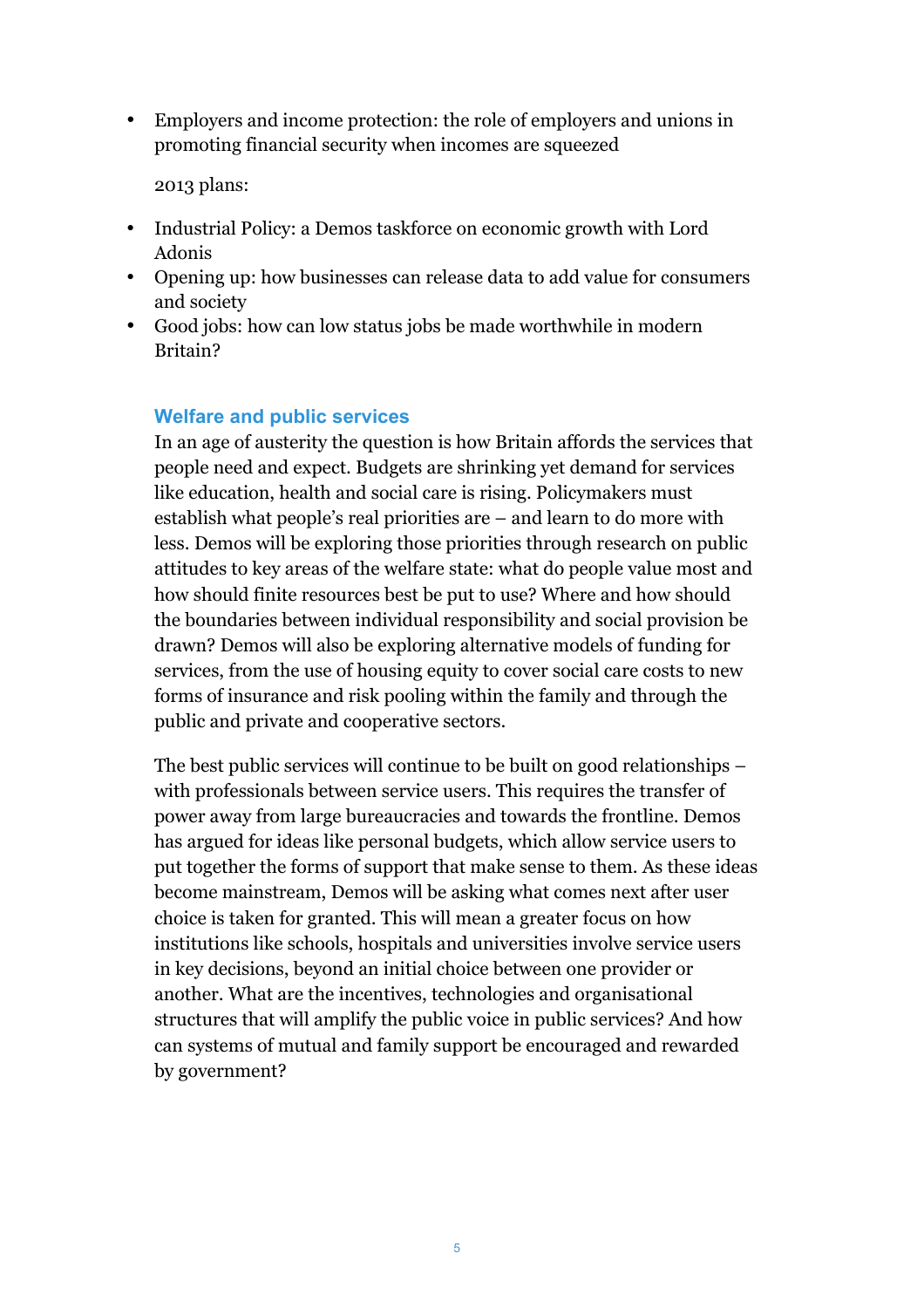- Employers and income protection: the role of employers and unions in promoting financial security when incomes are squeezed

2013 plans:

- Industrial Policy: a Demos taskforce on economic growth with Lord Adonis
- Opening up: how businesses can release data to add value for consumers and society
- Good jobs: how can low status jobs be made worthwhile in modern Britain?

### Welfare and public services

In an age of austerity the question is how Britain affords the services that people need and expect. Budgets are shrinking yet demand for services like education, health and social care is rising. Policymakers must establish what people's real priorities are – and learn to do more with less. Demos will be exploring those priorities through research on public attitudes to key areas of the welfare state: what do people value most and how should finite resources best be put to use? Where and how should the boundaries between individual responsibility and social provision be drawn? Demos will also be exploring alternative models of funding for services, from the use of housing equity to cover social care costs to new forms of insurance and risk pooling within the family and through the public and private and cooperative sectors.

The best public services will continue to be built on good relationships – with professionals between service users. This requires the transfer of power away from large bureaucracies and towards the frontline. Demos has argued for ideas like personal budgets, which allow service users to put together the forms of support that make sense to them. As these ideas become mainstream, Demos will be asking what comes next after user choice is taken for granted. This will mean a greater focus on how institutions like schools, hospitals and universities involve service users in key decisions, beyond an initial choice between one provider or another. What are the incentives, technologies and organisational structures that will amplify the public voice in public services? And how can systems of mutual and family support be encouraged and rewarded by government?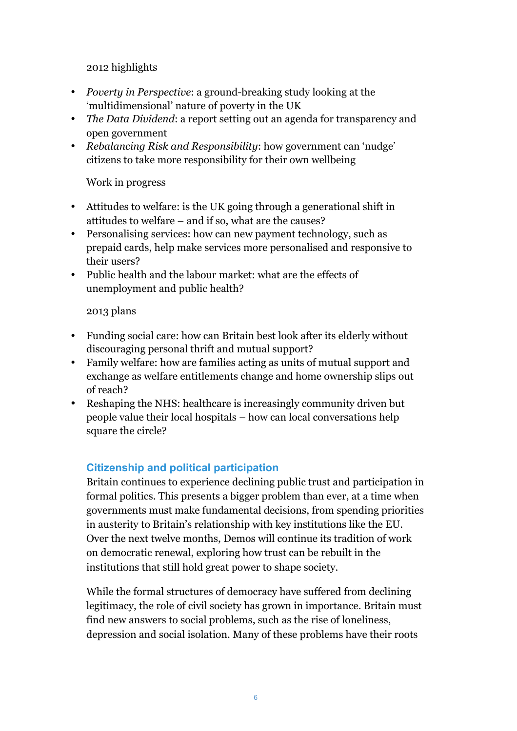2012 highlights

- *Poverty in Perspective*: a ground-breaking study looking at the 'multidimensional' nature of poverty in the UK
- *The Data Dividend*: a report setting out an agenda for transparency and open government
- *Rebalancing Risk and Responsibility*: how government can 'nudge' citizens to take more responsibility for their own wellbeing

Work in progress

- Attitudes to welfare: is the UK going through a generational shift in attitudes to welfare – and if so, what are the causes?
- Personalising services: how can new payment technology, such as prepaid cards, help make services more personalised and responsive to their users?
- Public health and the labour market: what are the effects of unemployment and public health?

2013 plans

- Funding social care: how can Britain best look after its elderly without discouraging personal thrift and mutual support?
- Family welfare: how are families acting as units of mutual support and exchange as welfare entitlements change and home ownership slips out of reach?
- Reshaping the NHS: healthcare is increasingly community driven but people value their local hospitals – how can local conversations help square the circle?

## Citizenship and political participation

Britain continues to experience declining public trust and participation in formal politics. This presents a bigger problem than ever, at a time when governments must make fundamental decisions, from spending priorities in austerity to Britain's relationship with key institutions like the EU. Over the next twelve months, Demos will continue its tradition of work on democratic renewal, exploring how trust can be rebuilt in the institutions that still hold great power to shape society.

While the formal structures of democracy have suffered from declining legitimacy, the role of civil society has grown in importance. Britain must find new answers to social problems, such as the rise of loneliness, depression and social isolation. Many of these problems have their roots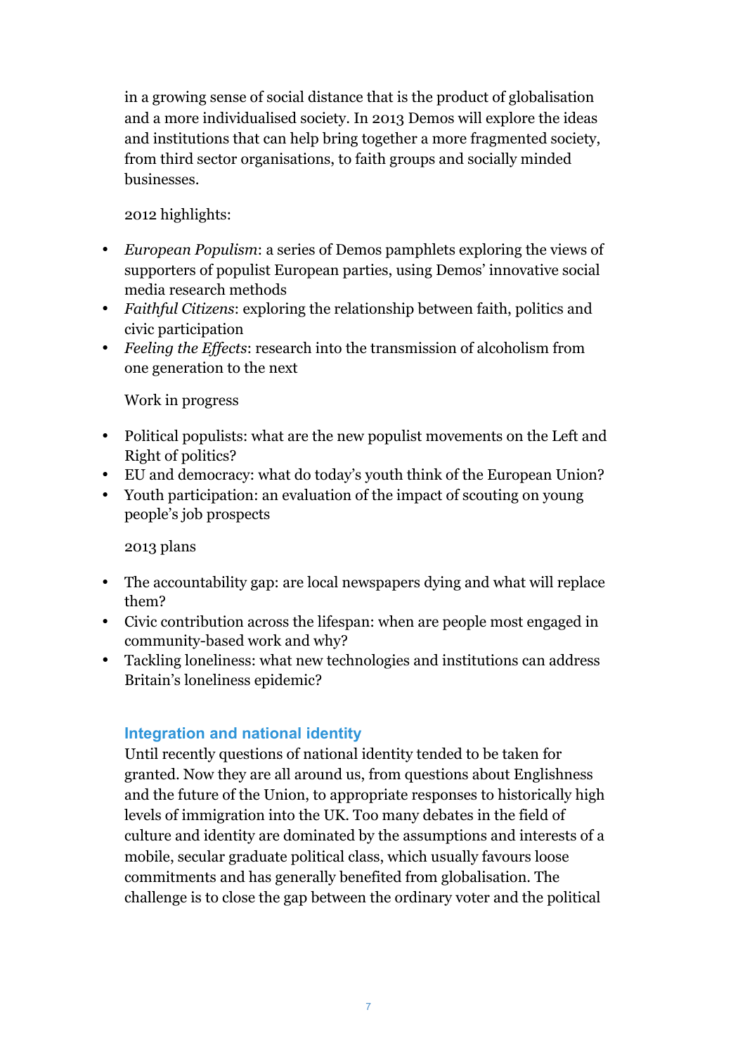in a growing sense of social distance that is the product of globalisation and a more individualised society. In 2013 Demos will explore the ideas and institutions that can help bring together a more fragmented society, from third sector organisations, to faith groups and socially minded businesses.

2012 highlights:

- *European Populism*: a series of Demos pamphlets exploring the views of supporters of populist European parties, using Demos' innovative social media research methods
- *Faithful Citizens*: exploring the relationship between faith, politics and civic participation
- *Feeling the Effects*: research into the transmission of alcoholism from one generation to the next

Work in progress

- Political populists: what are the new populist movements on the Left and Right of politics?
- EU and democracy: what do today's youth think of the European Union?
- Youth participation: an evaluation of the impact of scouting on young people's job prospects

2013 plans

- The accountability gap: are local newspapers dying and what will replace them?
- Civic contribution across the lifespan: when are people most engaged in community-based work and why?
- Tackling loneliness: what new technologies and institutions can address Britain's loneliness epidemic?

### Integration and national identity

Until recently questions of national identity tended to be taken for granted. Now they are all around us, from questions about Englishness and the future of the Union, to appropriate responses to historically high levels of immigration into the UK. Too many debates in the field of culture and identity are dominated by the assumptions and interests of a mobile, secular graduate political class, which usually favours loose commitments and has generally benefited from globalisation. The challenge is to close the gap between the ordinary voter and the political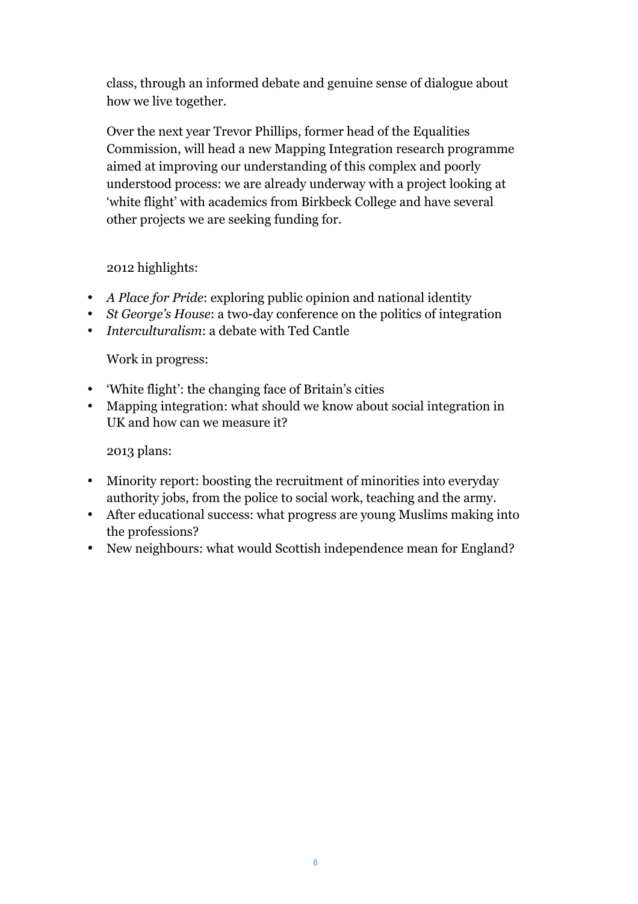class, through an informed debate and genuine sense of dialogue about how we live together.

Over the next year Trevor Phillips, former head of the Equalities Commission, will head a new Mapping Integration research programme aimed at improving our understanding of this complex and poorly understood process: we are already underway with a project looking at 'white flight' with academics from Birkbeck College and have several other projects we are seeking funding for.

2012 highlights:

- *A Place for Pride*: exploring public opinion and national identity
- *St George's House*: a two-day conference on the politics of integration
- *Interculturalism*: a debate with Ted Cantle

Work in progress:

- 'White flight': the changing face of Britain's cities
- Mapping integration: what should we know about social integration in UK and how can we measure it?

2013 plans:

- Minority report: boosting the recruitment of minorities into everyday authority jobs, from the police to social work, teaching and the army.
- After educational success: what progress are young Muslims making into the professions?
- New neighbours: what would Scottish independence mean for England?